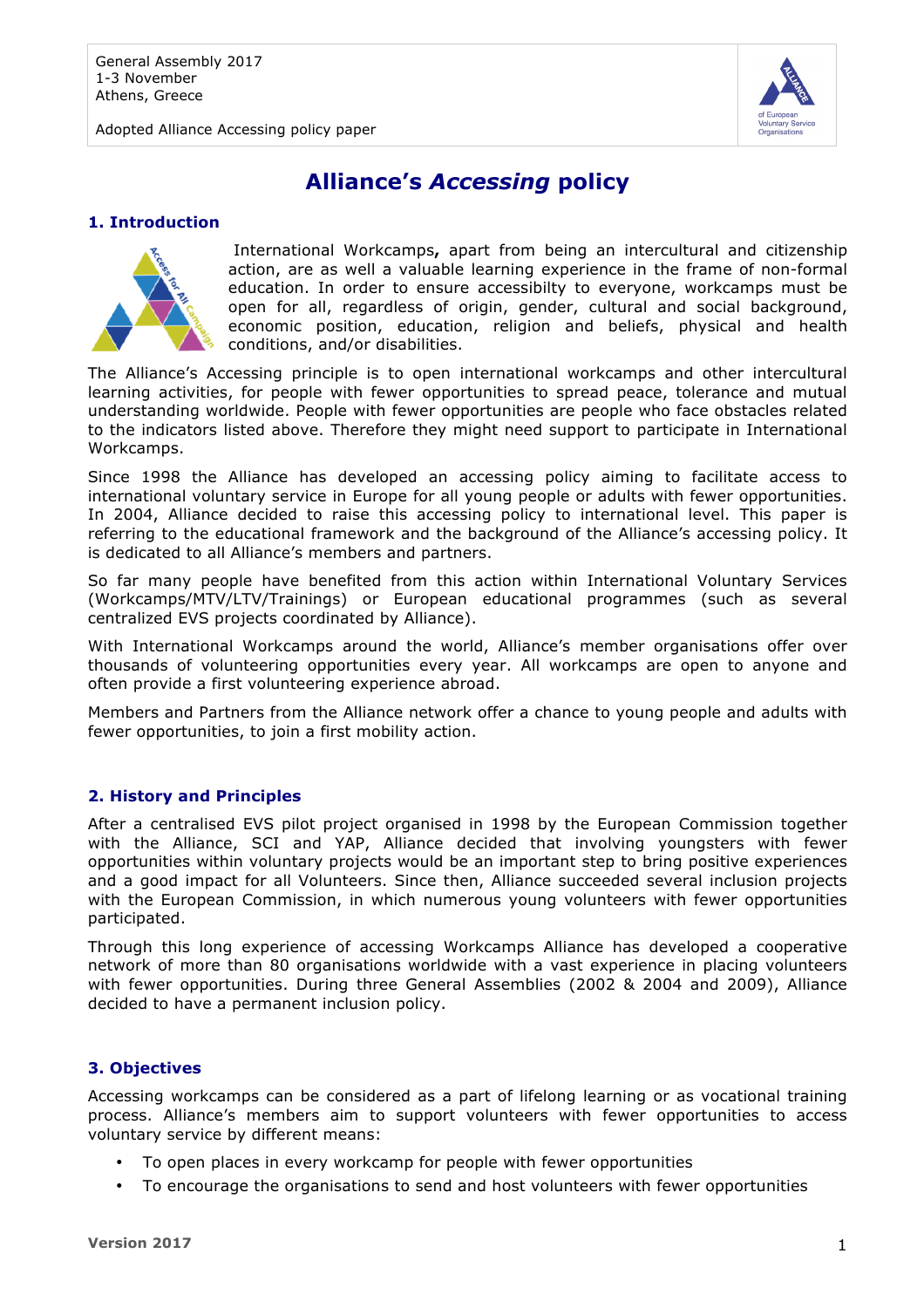General Assembly 2017
1-3 November
Athens, Greece

Adopted Alliance Accessing policy paper

# Alliance's *Accessing* policy

## 1. Introduction

International Workcamps**,** apart from being an intercultural and citizenship action, are as well a valuable learning experience in the frame of non-formal education. In order to ensure accessibilty to everyone, workcamps must be open for all, regardless of origin, gender, cultural and social background, economic position, education, religion and beliefs, physical and health conditions, and/or disabilities.

The Alliance's Accessing principle is to open international workcamps and other intercultural learning activities, for people with fewer opportunities to spread peace, tolerance and mutual understanding worldwide. People with fewer opportunities are people who face obstacles related to the indicators listed above. Therefore they might need support to participate in International Workcamps.

Since 1998 the Alliance has developed an accessing policy aiming to facilitate access to international voluntary service in Europe for all young people or adults with fewer opportunities. In 2004, Alliance decided to raise this accessing policy to international level. This paper is referring to the educational framework and the background of the Alliance's accessing policy. It is dedicated to all Alliance's members and partners.

So far many people have benefited from this action within International Voluntary Services (Workcamps/MTV/LTV/Trainings) or European educational programmes (such as several centralized EVS projects coordinated by Alliance).

With International Workcamps around the world, Alliance's member organisations offer over thousands of volunteering opportunities every year. All workcamps are open to anyone and often provide a first volunteering experience abroad.

Members and Partners from the Alliance network offer a chance to young people and adults with fewer opportunities, to join a first mobility action.

## 2. History and Principles

After a centralised EVS pilot project organised in 1998 by the European Commission together with the Alliance, SCI and YAP, Alliance decided that involving youngsters with fewer opportunities within voluntary projects would be an important step to bring positive experiences and a good impact for all Volunteers. Since then, Alliance succeeded several inclusion projects with the European Commission, in which numerous young volunteers with fewer opportunities participated.

Through this long experience of accessing Workcamps Alliance has developed a cooperative network of more than 80 organisations worldwide with a vast experience in placing volunteers with fewer opportunities. During three General Assemblies (2002 & 2004 and 2009), Alliance decided to have a permanent inclusion policy.

## 3. Objectives

Accessing workcamps can be considered as a part of lifelong learning or as vocational training process. Alliance's members aim to support volunteers with fewer opportunities to access voluntary service by different means:

- To open places in every workcamp for people with fewer opportunities
- To encourage the organisations to send and host volunteers with fewer opportunities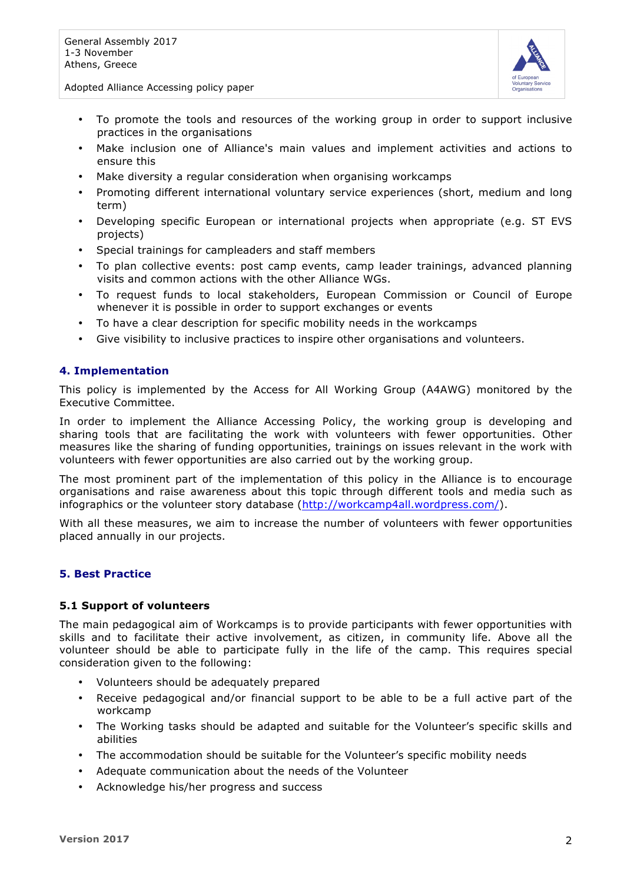- To promote the tools and resources of the working group in order to support inclusive practices in the organisations
- Make inclusion one of Alliance's main values and implement activities and actions to ensure this
- Make diversity a regular consideration when organising workcamps
- Promoting different international voluntary service experiences (short, medium and long term)
- Developing specific European or international projects when appropriate (e.g. ST EVS projects)
- Special trainings for campleaders and staff members
- To plan collective events: post camp events, camp leader trainings, advanced planning visits and common actions with the other Alliance WGs.
- To request funds to local stakeholders, European Commission or Council of Europe whenever it is possible in order to support exchanges or events
- To have a clear description for specific mobility needs in the workcamps
- Give visibility to inclusive practices to inspire other organisations and volunteers.

## 4. Implementation

This policy is implemented by the Access for All Working Group (A4AWG) monitored by the Executive Committee.

In order to implement the Alliance Accessing Policy, the working group is developing and sharing tools that are facilitating the work with volunteers with fewer opportunities. Other measures like the sharing of funding opportunities, trainings on issues relevant in the work with volunteers with fewer opportunities are also carried out by the working group.

The most prominent part of the implementation of this policy in the Alliance is to encourage organisations and raise awareness about this topic through different tools and media such as infographics or the volunteer story database (http://workcamp4all.wordpress.com/).

With all these measures, we aim to increase the number of volunteers with fewer opportunities placed annually in our projects.

## 5. Best Practice

### 5.1 Support of volunteers

The main pedagogical aim of Workcamps is to provide participants with fewer opportunities with skills and to facilitate their active involvement, as citizen, in community life. Above all the volunteer should be able to participate fully in the life of the camp. This requires special consideration given to the following:

- Volunteers should be adequately prepared
- Receive pedagogical and/or financial support to be able to be a full active part of the workcamp
- The Working tasks should be adapted and suitable for the Volunteer's specific skills and abilities
- The accommodation should be suitable for the Volunteer's specific mobility needs
- Adequate communication about the needs of the Volunteer
- Acknowledge his/her progress and success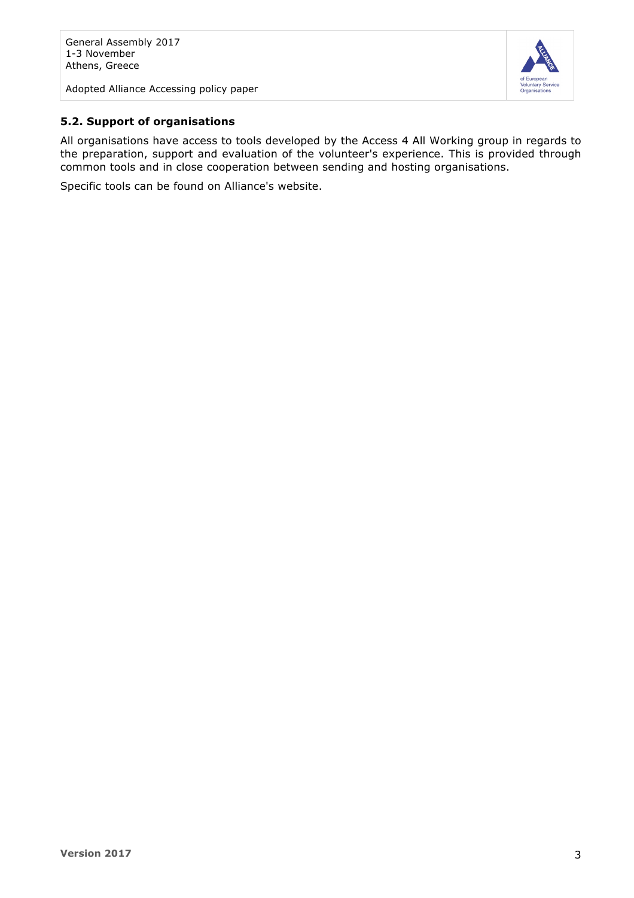### 5.2. Support of organisations

All organisations have access to tools developed by the Access 4 All Working group in regards to the preparation, support and evaluation of the volunteer's experience. This is provided through common tools and in close cooperation between sending and hosting organisations.

Specific tools can be found on Alliance's website.